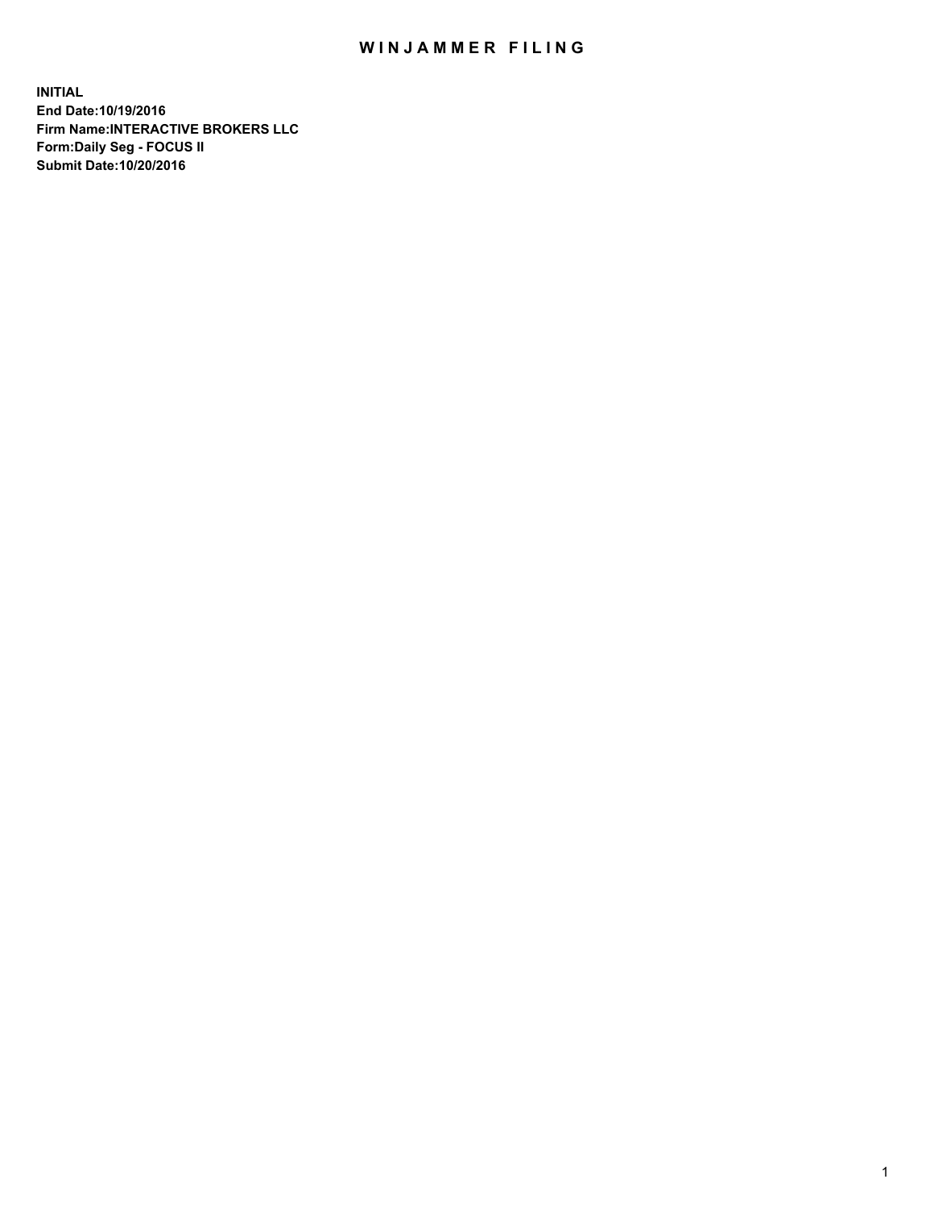# WINJAMMER FILING

**INITIAL**
**End Date:10/19/2016**
**Firm Name:INTERACTIVE BROKERS LLC**
**Form:Daily Seg - FOCUS II**
**Submit Date:10/20/2016**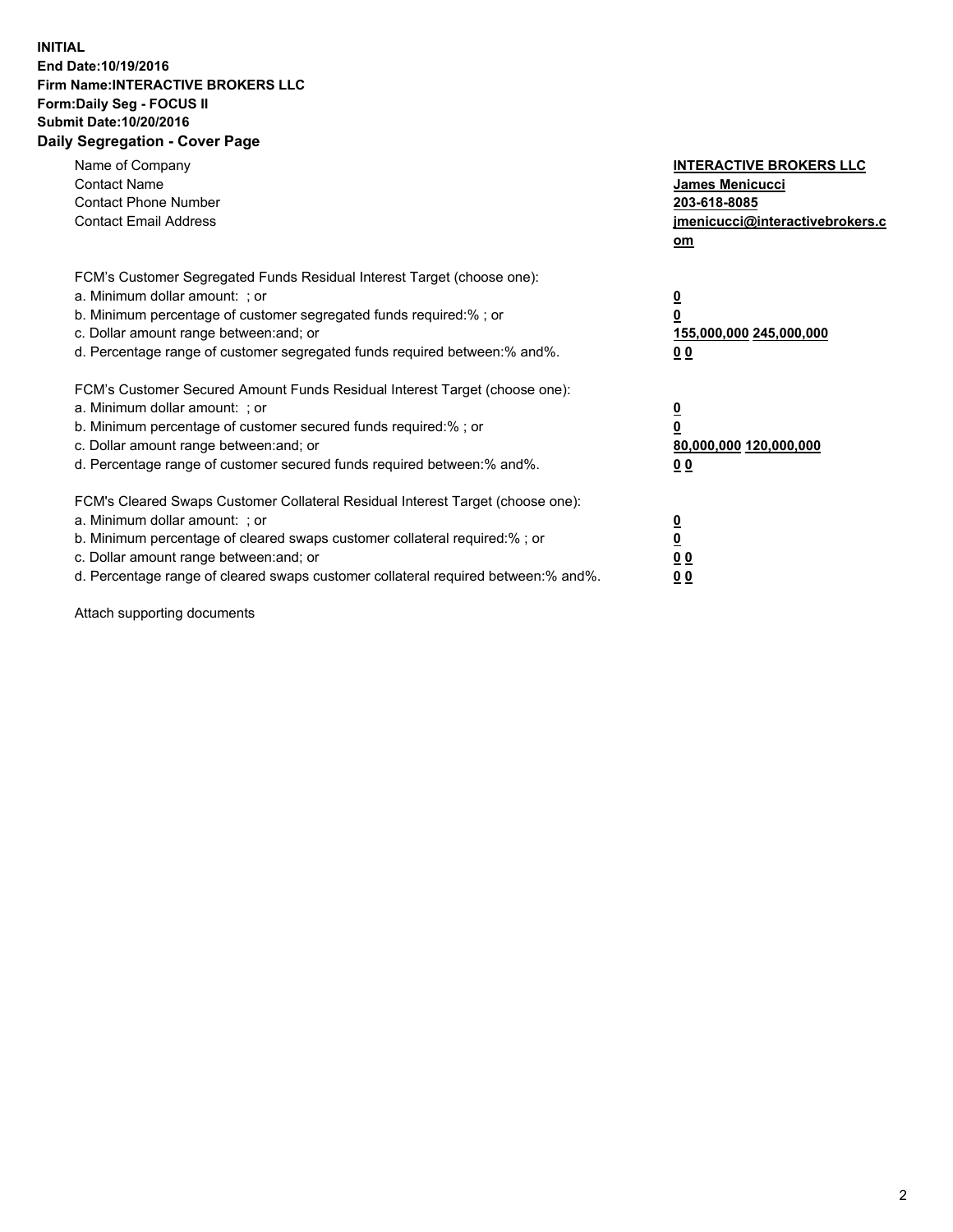**INITIAL**
**End Date:10/19/2016**
**Firm Name:INTERACTIVE BROKERS LLC**
**Form:Daily Seg - FOCUS II**
**Submit Date:10/20/2016**

## Daily Segregation - Cover Page

| | |
|---|---|
| Name of Company | **INTERACTIVE BROKERS LLC** |
| Contact Name | **James Menicucci** |
| Contact Phone Number | **203-618-8085** |
| Contact Email Address | **jmenicucci@interactivebrokers.com** |

| | |
|---|---|
| FCM's Customer Segregated Funds Residual Interest Target (choose one): | |
| a. Minimum dollar amount: ; or | **0** |
| b. Minimum percentage of customer segregated funds required:% ; or | **0** |
| c. Dollar amount range between:and; or | **155,000,000 245,000,000** |
| d. Percentage range of customer segregated funds required between:% and%. | **0 0** |
| FCM's Customer Secured Amount Funds Residual Interest Target (choose one): | |
| a. Minimum dollar amount: ; or | **0** |
| b. Minimum percentage of customer secured funds required:% ; or | **0** |
| c. Dollar amount range between:and; or | **80,000,000 120,000,000** |
| d. Percentage range of customer secured funds required between:% and%. | **0 0** |
| FCM's Cleared Swaps Customer Collateral Residual Interest Target (choose one): | |
| a. Minimum dollar amount: ; or | **0** |
| b. Minimum percentage of cleared swaps customer collateral required:% ; or | **0** |
| c. Dollar amount range between:and; or | **0 0** |
| d. Percentage range of cleared swaps customer collateral required between:% and%. | **0 0** |

Attach supporting documents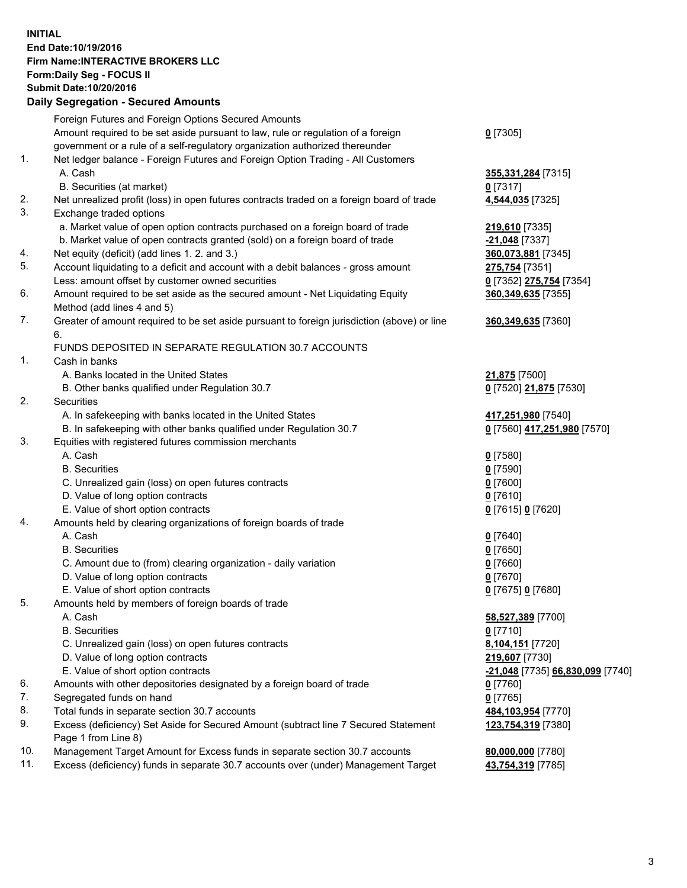**INITIAL**
**End Date:10/19/2016**
**Firm Name:INTERACTIVE BROKERS LLC**
**Form:Daily Seg - FOCUS II**
**Submit Date:10/20/2016**

### Daily Segregation - Secured Amounts

| | | |
|---|---|---|
| | Foreign Futures and Foreign Options Secured Amounts | |
| | Amount required to be set aside pursuant to law, rule or regulation of a foreign government or a rule of a self-regulatory organization authorized thereunder | **0** [7305] |
| 1. | Net ledger balance - Foreign Futures and Foreign Option Trading - All Customers | |
| | A. Cash | **355,331,284** [7315] |
| | B. Securities (at market) | **0** [7317] |
| 2. | Net unrealized profit (loss) in open futures contracts traded on a foreign board of trade | **4,544,035** [7325] |
| 3. | Exchange traded options | |
| | a. Market value of open option contracts purchased on a foreign board of trade | **219,610** [7335] |
| | b. Market value of open contracts granted (sold) on a foreign board of trade | **-21,048** [7337] |
| 4. | Net equity (deficit) (add lines 1. 2. and 3.) | **360,073,881** [7345] |
| 5. | Account liquidating to a deficit and account with a debit balances - gross amount | **275,754** [7351] |
| | Less: amount offset by customer owned securities | **0** [7352] **275,754** [7354] |
| 6. | Amount required to be set aside as the secured amount - Net Liquidating Equity Method (add lines 4 and 5) | **360,349,635** [7355] |
| 7. | Greater of amount required to be set aside pursuant to foreign jurisdiction (above) or line 6. | **360,349,635** [7360] |
| | FUNDS DEPOSITED IN SEPARATE REGULATION 30.7 ACCOUNTS | |
| 1. | Cash in banks | |
| | A. Banks located in the United States | **21,875** [7500] |
| | B. Other banks qualified under Regulation 30.7 | **0** [7520] **21,875** [7530] |
| 2. | Securities | |
| | A. In safekeeping with banks located in the United States | **417,251,980** [7540] |
| | B. In safekeeping with other banks qualified under Regulation 30.7 | **0** [7560] **417,251,980** [7570] |
| 3. | Equities with registered futures commission merchants | |
| | A. Cash | **0** [7580] |
| | B. Securities | **0** [7590] |
| | C. Unrealized gain (loss) on open futures contracts | **0** [7600] |
| | D. Value of long option contracts | **0** [7610] |
| | E. Value of short option contracts | **0** [7615] **0** [7620] |
| 4. | Amounts held by clearing organizations of foreign boards of trade | |
| | A. Cash | **0** [7640] |
| | B. Securities | **0** [7650] |
| | C. Amount due to (from) clearing organization - daily variation | **0** [7660] |
| | D. Value of long option contracts | **0** [7670] |
| | E. Value of short option contracts | **0** [7675] **0** [7680] |
| 5. | Amounts held by members of foreign boards of trade | |
| | A. Cash | **58,527,389** [7700] |
| | B. Securities | **0** [7710] |
| | C. Unrealized gain (loss) on open futures contracts | **8,104,151** [7720] |
| | D. Value of long option contracts | **219,607** [7730] |
| | E. Value of short option contracts | **-21,048** [7735] **66,830,099** [7740] |
| 6. | Amounts with other depositories designated by a foreign board of trade | **0** [7760] |
| 7. | Segregated funds on hand | **0** [7765] |
| 8. | Total funds in separate section 30.7 accounts | **484,103,954** [7770] |
| 9. | Excess (deficiency) Set Aside for Secured Amount (subtract line 7 Secured Statement Page 1 from Line 8) | **123,754,319** [7380] |
| 10. | Management Target Amount for Excess funds in separate section 30.7 accounts | **80,000,000** [7780] |
| 11. | Excess (deficiency) funds in separate 30.7 accounts over (under) Management Target | **43,754,319** [7785] |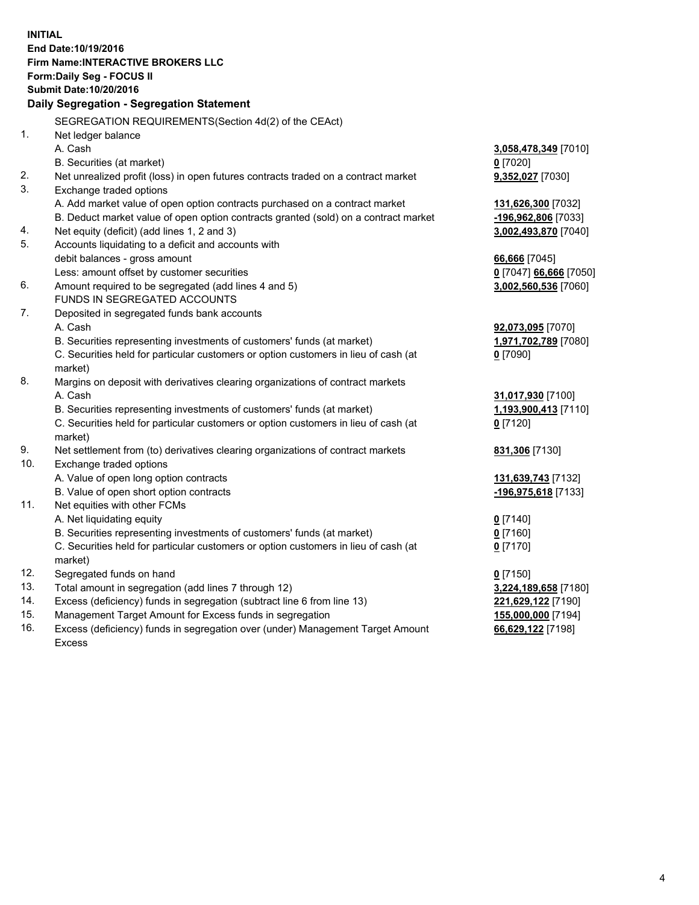**INITIAL**
**End Date:10/19/2016**
**Firm Name:INTERACTIVE BROKERS LLC**
**Form:Daily Seg - FOCUS II**
**Submit Date:10/20/2016**

## Daily Segregation - Segregation Statement

SEGREGATION REQUIREMENTS(Section 4d(2) of the CEAct)

| | | |
|---|---|---|
| 1. | Net ledger balance | |
| | A. Cash | **3,058,478,349** [7010] |
| | B. Securities (at market) | **0** [7020] |
| 2. | Net unrealized profit (loss) in open futures contracts traded on a contract market | **9,352,027** [7030] |
| 3. | Exchange traded options | |
| | A. Add market value of open option contracts purchased on a contract market | **131,626,300** [7032] |
| | B. Deduct market value of open option contracts granted (sold) on a contract market | **-196,962,806** [7033] |
| 4. | Net equity (deficit) (add lines 1, 2 and 3) | **3,002,493,870** [7040] |
| 5. | Accounts liquidating to a deficit and accounts with debit balances - gross amount | **66,666** [7045] |
| | Less: amount offset by customer securities | **0** [7047] **66,666** [7050] |
| 6. | Amount required to be segregated (add lines 4 and 5) | **3,002,560,536** [7060] |
| | FUNDS IN SEGREGATED ACCOUNTS | |
| 7. | Deposited in segregated funds bank accounts | |
| | A. Cash | **92,073,095** [7070] |
| | B. Securities representing investments of customers' funds (at market) | **1,971,702,789** [7080] |
| | C. Securities held for particular customers or option customers in lieu of cash (at market) | **0** [7090] |
| 8. | Margins on deposit with derivatives clearing organizations of contract markets | |
| | A. Cash | **31,017,930** [7100] |
| | B. Securities representing investments of customers' funds (at market) | **1,193,900,413** [7110] |
| | C. Securities held for particular customers or option customers in lieu of cash (at market) | **0** [7120] |
| 9. | Net settlement from (to) derivatives clearing organizations of contract markets | **831,306** [7130] |
| 10. | Exchange traded options | |
| | A. Value of open long option contracts | **131,639,743** [7132] |
| | B. Value of open short option contracts | **-196,975,618** [7133] |
| 11. | Net equities with other FCMs | |
| | A. Net liquidating equity | **0** [7140] |
| | B. Securities representing investments of customers' funds (at market) | **0** [7160] |
| | C. Securities held for particular customers or option customers in lieu of cash (at market) | **0** [7170] |
| 12. | Segregated funds on hand | **0** [7150] |
| 13. | Total amount in segregation (add lines 7 through 12) | **3,224,189,658** [7180] |
| 14. | Excess (deficiency) funds in segregation (subtract line 6 from line 13) | **221,629,122** [7190] |
| 15. | Management Target Amount for Excess funds in segregation | **155,000,000** [7194] |
| 16. | Excess (deficiency) funds in segregation over (under) Management Target Amount Excess | **66,629,122** [7198] |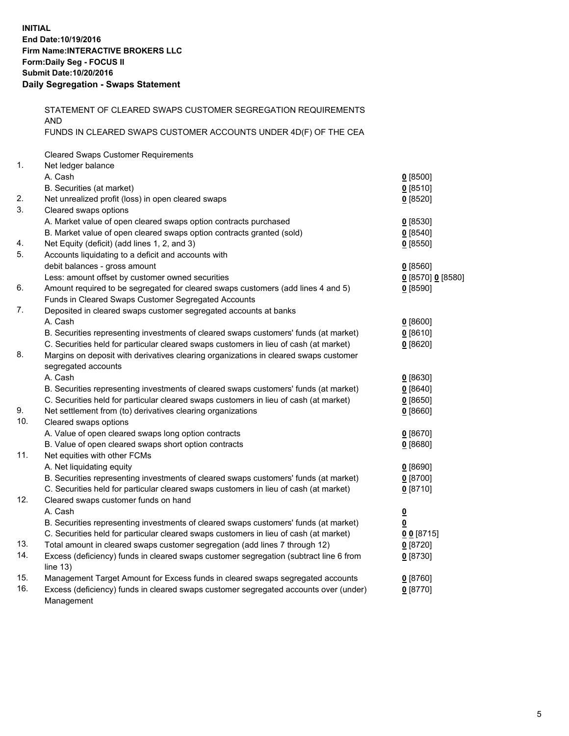**INITIAL**
**End Date:10/19/2016**
**Firm Name:INTERACTIVE BROKERS LLC**
**Form:Daily Seg - FOCUS II**
**Submit Date:10/20/2016**
**Daily Segregation - Swaps Statement**

STATEMENT OF CLEARED SWAPS CUSTOMER SEGREGATION REQUIREMENTS AND FUNDS IN CLEARED SWAPS CUSTOMER ACCOUNTS UNDER 4D(F) OF THE CEA

| | | |
|---|---|---|
| | Cleared Swaps Customer Requirements | |
| 1. | Net ledger balance | |
| | A. Cash | 0 [8500] |
| | B. Securities (at market) | 0 [8510] |
| 2. | Net unrealized profit (loss) in open cleared swaps | 0 [8520] |
| 3. | Cleared swaps options | |
| | A. Market value of open cleared swaps option contracts purchased | 0 [8530] |
| | B. Market value of open cleared swaps option contracts granted (sold) | 0 [8540] |
| 4. | Net Equity (deficit) (add lines 1, 2, and 3) | 0 [8550] |
| 5. | Accounts liquidating to a deficit and accounts with debit balances - gross amount | 0 [8560] |
| | Less: amount offset by customer owned securities | 0 [8570] 0 [8580] |
| 6. | Amount required to be segregated for cleared swaps customers (add lines 4 and 5) | 0 [8590] |
| | Funds in Cleared Swaps Customer Segregated Accounts | |
| 7. | Deposited in cleared swaps customer segregated accounts at banks | |
| | A. Cash | 0 [8600] |
| | B. Securities representing investments of cleared swaps customers' funds (at market) | 0 [8610] |
| | C. Securities held for particular cleared swaps customers in lieu of cash (at market) | 0 [8620] |
| 8. | Margins on deposit with derivatives clearing organizations in cleared swaps customer segregated accounts | |
| | A. Cash | 0 [8630] |
| | B. Securities representing investments of cleared swaps customers' funds (at market) | 0 [8640] |
| | C. Securities held for particular cleared swaps customers in lieu of cash (at market) | 0 [8650] |
| 9. | Net settlement from (to) derivatives clearing organizations | 0 [8660] |
| 10. | Cleared swaps options | |
| | A. Value of open cleared swaps long option contracts | 0 [8670] |
| | B. Value of open cleared swaps short option contracts | 0 [8680] |
| 11. | Net equities with other FCMs | |
| | A. Net liquidating equity | 0 [8690] |
| | B. Securities representing investments of cleared swaps customers' funds (at market) | 0 [8700] |
| | C. Securities held for particular cleared swaps customers in lieu of cash (at market) | 0 [8710] |
| 12. | Cleared swaps customer funds on hand | |
| | A. Cash | 0 |
| | B. Securities representing investments of cleared swaps customers' funds (at market) | 0 |
| | C. Securities held for particular cleared swaps customers in lieu of cash (at market) | 0 0 [8715] |
| 13. | Total amount in cleared swaps customer segregation (add lines 7 through 12) | 0 [8720] |
| 14. | Excess (deficiency) funds in cleared swaps customer segregation (subtract line 6 from line 13) | 0 [8730] |
| 15. | Management Target Amount for Excess funds in cleared swaps segregated accounts | 0 [8760] |
| 16. | Excess (deficiency) funds in cleared swaps customer segregated accounts over (under) Management | 0 [8770] |